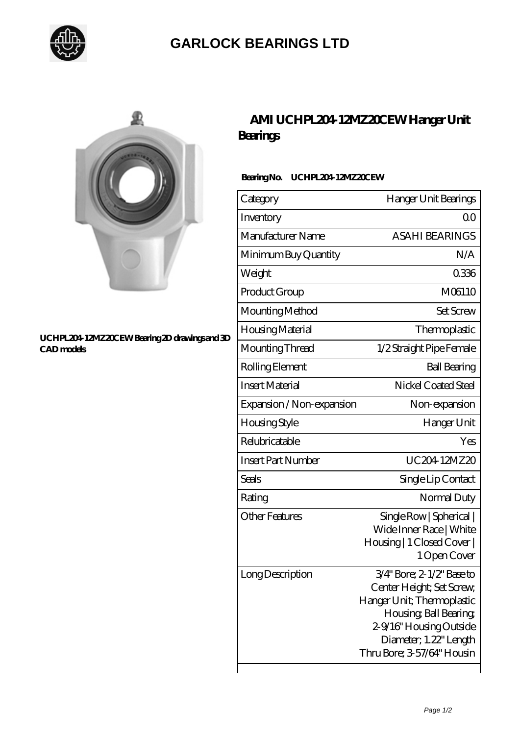# GARLOCK BEARINGS LTD

**UCHPL204-12MZ20CEW Bearing 2D drawings and 3D CAD models**

## AMI UCHPL204-12MZ20CEW Hanger Unit Bearings

**Bearing No. UCHPL204-12MZ20CEW**

| Category | Hanger Unit Bearings |
|---|---|
| Inventory | 0.0 |
| Manufacturer Name | ASAHI BEARINGS |
| Minimum Buy Quantity | N/A |
| Weight | 0.336 |
| Product Group | M06110 |
| Mounting Method | Set Screw |
| Housing Material | Thermoplastic |
| Mounting Thread | 1/2 Straight Pipe Female |
| Rolling Element | Ball Bearing |
| Insert Material | Nickel Coated Steel |
| Expansion / Non-expansion | Non-expansion |
| Housing Style | Hanger Unit |
| Relubricatable | Yes |
| Insert Part Number | UC204-12MZ20 |
| Seals | Single Lip Contact |
| Rating | Normal Duty |
| Other Features | Single Row \| Spherical \| Wide Inner Race \| White Housing \| 1 Closed Cover \| 1 Open Cover |
| Long Description | 3/4" Bore; 2-1/2" Base to Center Height; Set Screw; Hanger Unit; Thermoplastic Housing; Ball Bearing; 2-9/16" Housing Outside Diameter; 1.22" Length Thru Bore; 3-57/64" Housin |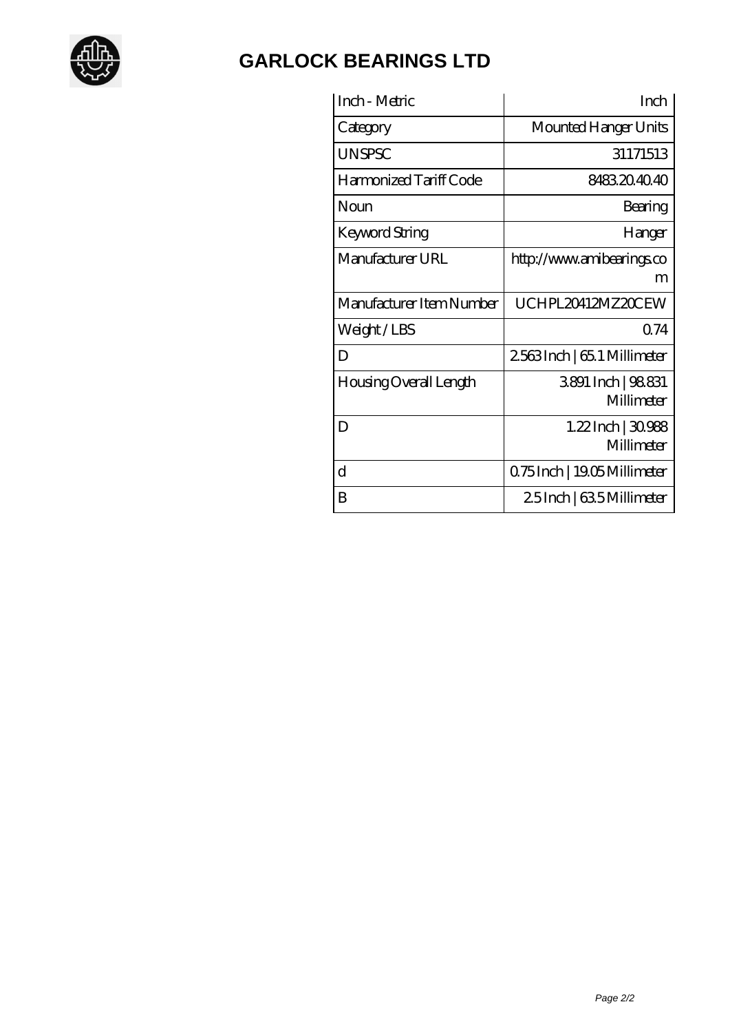# GARLOCK BEARINGS LTD

| | |
|---|---|
| Inch - Metric | Inch |
| Category | Mounted Hanger Units |
| UNSPSC | 31171513 |
| Harmonized Tariff Code | 8483.20.40.40 |
| Noun | Bearing |
| Keyword String | Hanger |
| Manufacturer URL | http://www.amibearings.com |
| Manufacturer Item Number | UCHPL20412MZ20CEW |
| Weight / LBS | 0.74 |
| D | 2.563 Inch \| 65.1 Millimeter |
| Housing Overall Length | 3.891 Inch \| 98.831 Millimeter |
| D | 1.22 Inch \| 30.988 Millimeter |
| d | 0.75 Inch \| 19.05 Millimeter |
| B | 2.5 Inch \| 63.5 Millimeter |